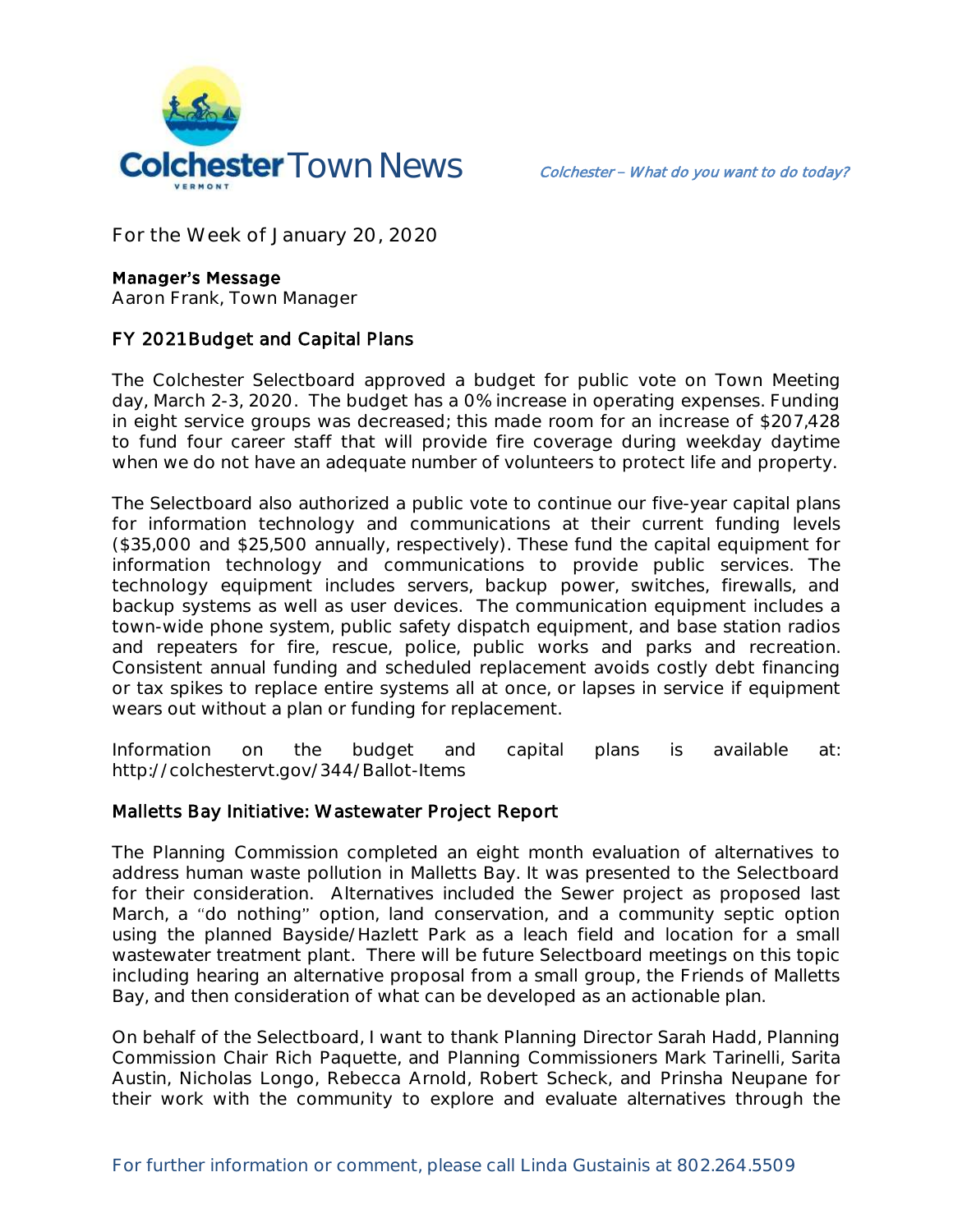# Colchester Town News

*Colchester – What do you want to do today?*

For the Week of January 20, 2020

## Manager's Message

Aaron Frank, Town Manager

### FY 2021Budget and Capital Plans

The Colchester Selectboard approved a budget for public vote on Town Meeting day, March 2-3, 2020. The budget has a 0% increase in operating expenses. Funding in eight service groups was decreased; this made room for an increase of $207,428 to fund four career staff that will provide fire coverage during weekday daytime when we do not have an adequate number of volunteers to protect life and property.

The Selectboard also authorized a public vote to continue our five-year capital plans for information technology and communications at their current funding levels ($35,000 and $25,500 annually, respectively). These fund the capital equipment for information technology and communications to provide public services. The technology equipment includes servers, backup power, switches, firewalls, and backup systems as well as user devices. The communication equipment includes a town-wide phone system, public safety dispatch equipment, and base station radios and repeaters for fire, rescue, police, public works and parks and recreation. Consistent annual funding and scheduled replacement avoids costly debt financing or tax spikes to replace entire systems all at once, or lapses in service if equipment wears out without a plan or funding for replacement.

Information on the budget and capital plans is available at: http://colchestervt.gov/344/Ballot-Items

### Malletts Bay Initiative: Wastewater Project Report

The Planning Commission completed an eight month evaluation of alternatives to address human waste pollution in Malletts Bay. It was presented to the Selectboard for their consideration. Alternatives included the Sewer project as proposed last March, a "do nothing" option, land conservation, and a community septic option using the planned Bayside/Hazlett Park as a leach field and location for a small wastewater treatment plant. There will be future Selectboard meetings on this topic including hearing an alternative proposal from a small group, the Friends of Malletts Bay, and then consideration of what can be developed as an actionable plan.

On behalf of the Selectboard, I want to thank Planning Director Sarah Hadd, Planning Commission Chair Rich Paquette, and Planning Commissioners Mark Tarinelli, Sarita Austin, Nicholas Longo, Rebecca Arnold, Robert Scheck, and Prinsha Neupane for their work with the community to explore and evaluate alternatives through the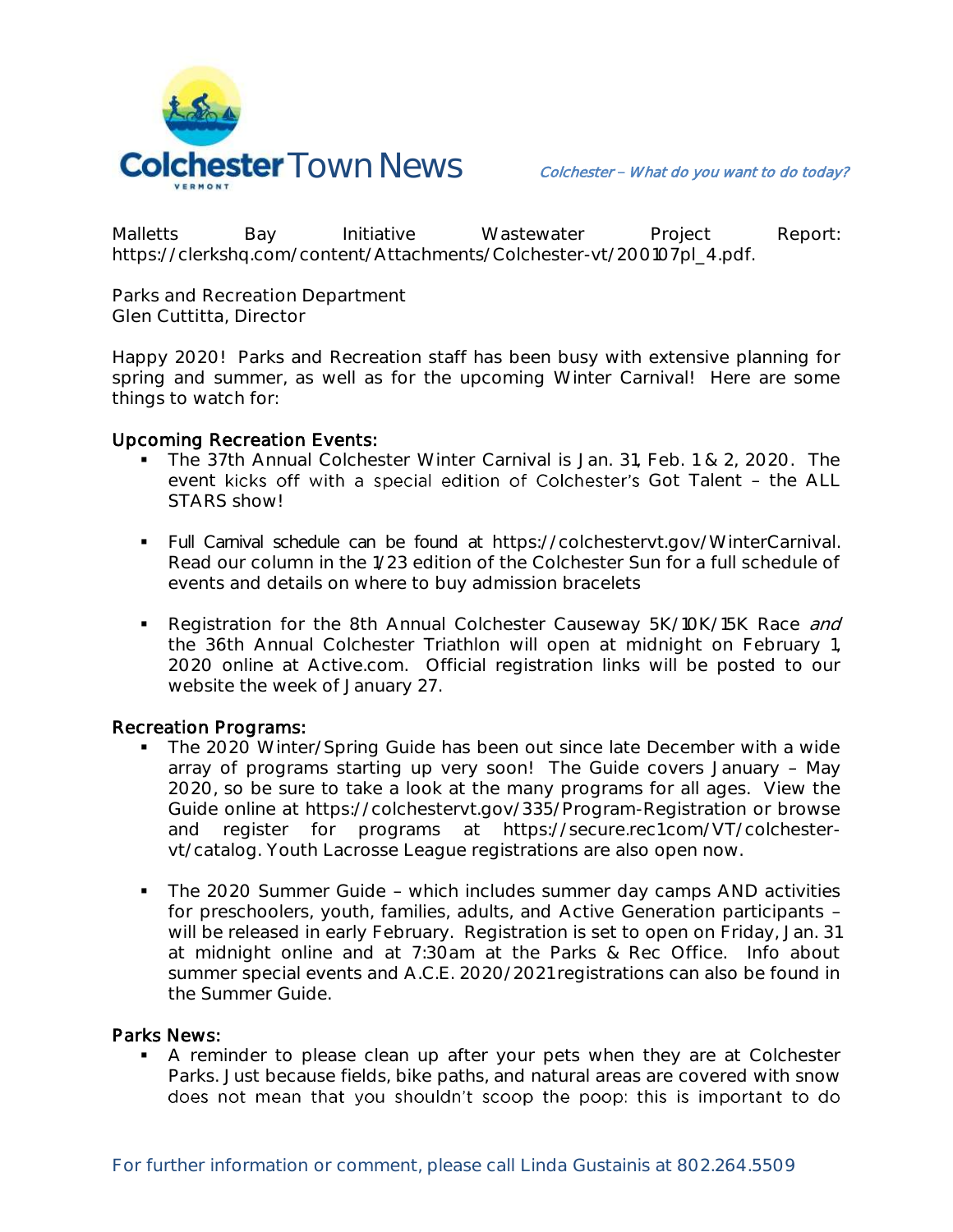Malletts Bay Initiative Wastewater Project Report: https://clerkshq.com/content/Attachments/Colchester-vt/200107pl_4.pdf.

Parks and Recreation Department
Glen Cuttitta, Director

Happy 2020! Parks and Recreation staff has been busy with extensive planning for spring and summer, as well as for the upcoming Winter Carnival! Here are some things to watch for:

## Upcoming Recreation Events:

- The 37th Annual Colchester Winter Carnival is Jan. 31, Feb. 1 & 2, 2020. The event kicks off with a special edition of Colchester's Got Talent – the ALL STARS show!
- Full Carnival schedule can be found at https://colchestervt.gov/WinterCarnival. Read our column in the 1/23 edition of the Colchester Sun for a full schedule of events and details on where to buy admission bracelets
- Registration for the 8th Annual Colchester Causeway 5K/10K/15K Race *and* the 36th Annual Colchester Triathlon will open at midnight on February 1, 2020 online at Active.com. Official registration links will be posted to our website the week of January 27.

## Recreation Programs:

- The 2020 Winter/Spring Guide has been out since late December with a wide array of programs starting up very soon! The Guide covers January – May 2020, so be sure to take a look at the many programs for all ages. View the Guide online at https://colchestervt.gov/335/Program-Registration or browse and register for programs at https://secure.rec1.com/VT/colchester-vt/catalog. Youth Lacrosse League registrations are also open now.
- The 2020 Summer Guide – which includes summer day camps AND activities for preschoolers, youth, families, adults, and Active Generation participants – will be released in early February. Registration is set to open on Friday, Jan. 31 at midnight online and at 7:30am at the Parks & Rec Office. Info about summer special events and A.C.E. 2020/2021 registrations can also be found in the Summer Guide.

## Parks News:

- A reminder to please clean up after your pets when they are at Colchester Parks. Just because fields, bike paths, and natural areas are covered with snow does not mean that you shouldn't scoop the poop: this is important to do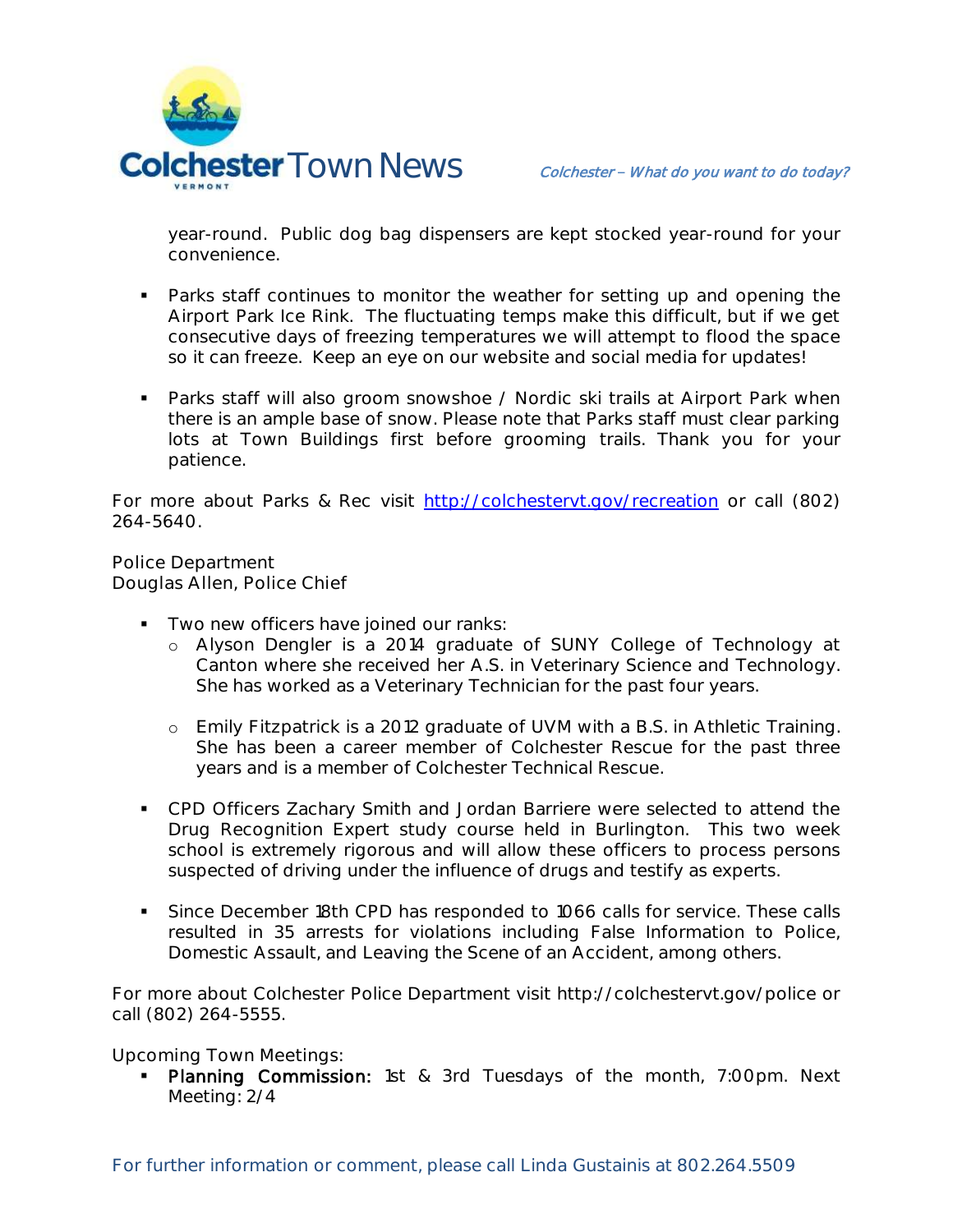year-round. Public dog bag dispensers are kept stocked year-round for your convenience.

- Parks staff continues to monitor the weather for setting up and opening the Airport Park Ice Rink. The fluctuating temps make this difficult, but if we get consecutive days of freezing temperatures we will attempt to flood the space so it can freeze. Keep an eye on our website and social media for updates!

- Parks staff will also groom snowshoe / Nordic ski trails at Airport Park when there is an ample base of snow. Please note that Parks staff must clear parking lots at Town Buildings first before grooming trails. Thank you for your patience.

For more about Parks & Rec visit http://colchestervt.gov/recreation or call (802) 264-5640.

Police Department
Douglas Allen, Police Chief

- Two new officers have joined our ranks:
  - Alyson Dengler is a 2014 graduate of SUNY College of Technology at Canton where she received her A.S. in Veterinary Science and Technology. She has worked as a Veterinary Technician for the past four years.
  - Emily Fitzpatrick is a 2012 graduate of UVM with a B.S. in Athletic Training. She has been a career member of Colchester Rescue for the past three years and is a member of Colchester Technical Rescue.

- CPD Officers Zachary Smith and Jordan Barriere were selected to attend the Drug Recognition Expert study course held in Burlington. This two week school is extremely rigorous and will allow these officers to process persons suspected of driving under the influence of drugs and testify as experts.

- Since December 18th CPD has responded to 1066 calls for service. These calls resulted in 35 arrests for violations including False Information to Police, Domestic Assault, and Leaving the Scene of an Accident, among others.

For more about Colchester Police Department visit http://colchestervt.gov/police or call (802) 264-5555.

Upcoming Town Meetings:

- **Planning Commission:** 1st & 3rd Tuesdays of the month, 7:00pm. Next Meeting: 2/4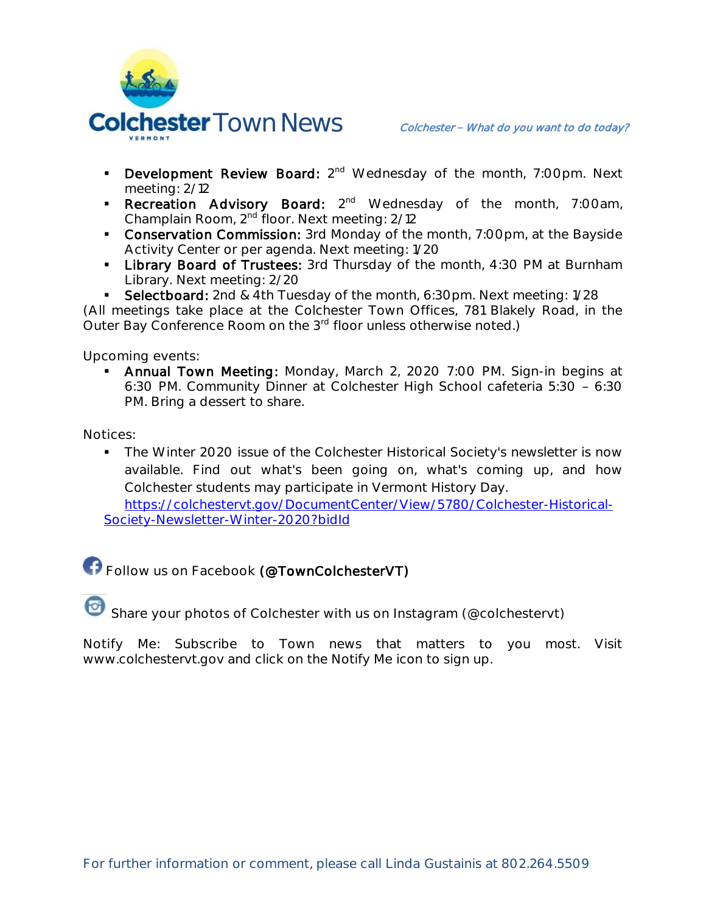- **Development Review Board:** 2nd Wednesday of the month, 7:00pm. Next meeting: 2/12
- **Recreation Advisory Board:** 2nd Wednesday of the month, 7:00am, Champlain Room, 2nd floor. Next meeting: 2/12
- **Conservation Commission:** 3rd Monday of the month, 7:00pm, at the Bayside Activity Center or per agenda. Next meeting: 1/20
- **Library Board of Trustees:** 3rd Thursday of the month, 4:30 PM at Burnham Library. Next meeting: 2/20
- **Selectboard:** 2nd & 4th Tuesday of the month, 6:30pm. Next meeting: 1/28

(All meetings take place at the Colchester Town Offices, 781 Blakely Road, in the Outer Bay Conference Room on the 3rd floor unless otherwise noted.)

Upcoming events:

- **Annual Town Meeting:** Monday, March 2, 2020 7:00 PM. Sign-in begins at 6:30 PM. Community Dinner at Colchester High School cafeteria 5:30 – 6:30 PM. Bring a dessert to share.

Notices:

- The Winter 2020 issue of the Colchester Historical Society's newsletter is now available. Find out what's been going on, what's coming up, and how Colchester students may participate in Vermont History Day. [https://colchestervt.gov/DocumentCenter/View/5780/Colchester-Historical-Society-Newsletter-Winter-2020?bidId](https://colchestervt.gov/DocumentCenter/View/5780/Colchester-Historical-Society-Newsletter-Winter-2020?bidId)

Follow us on Facebook **(@TownColchesterVT)**

Share your photos of Colchester with us on Instagram (@colchestervt)

Notify Me: Subscribe to Town news that matters to you most. Visit www.colchestervt.gov and click on the Notify Me icon to sign up.